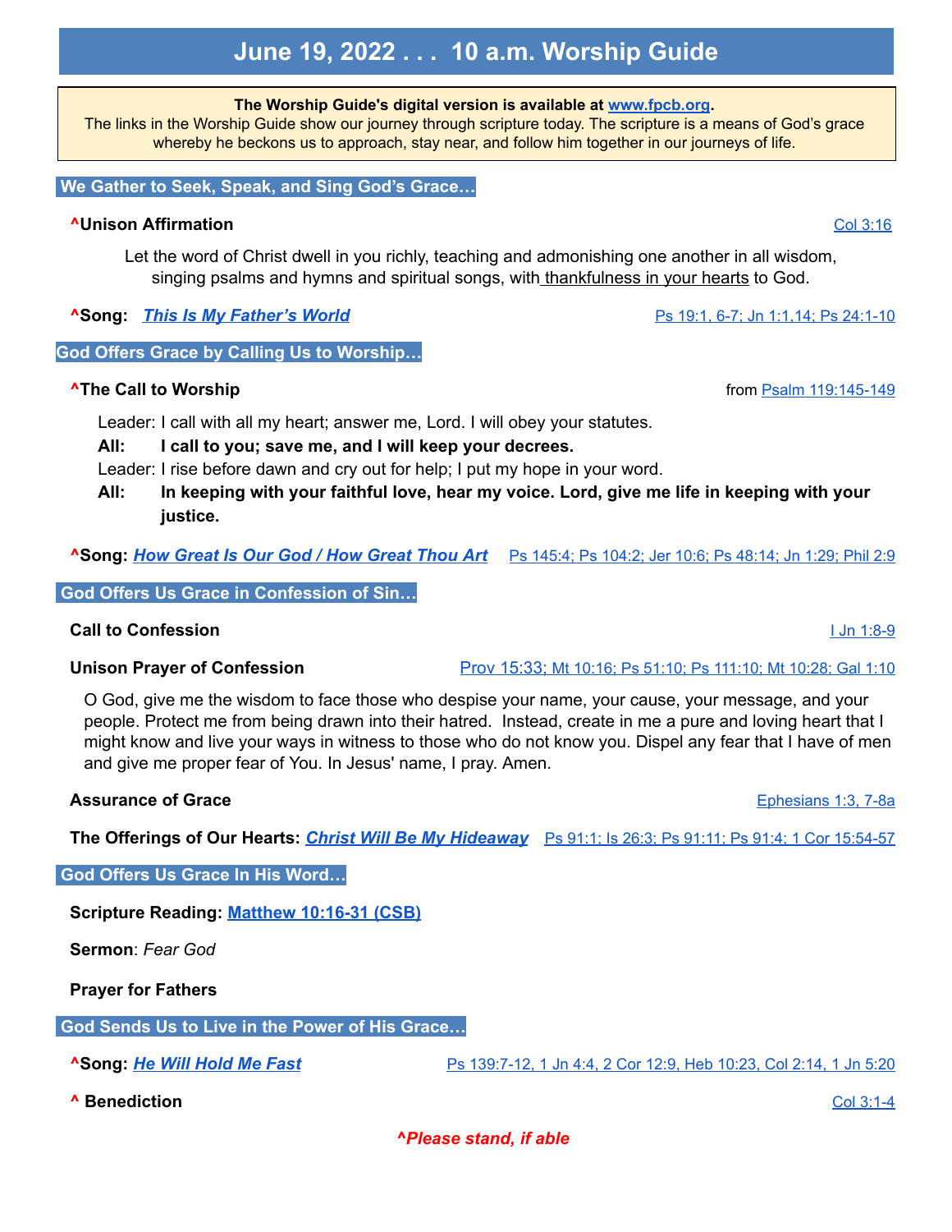# June 19, 2022 . . . 10 a.m. Worship Guide

**The Worship Guide's digital version is available at www.fpcb.org.**
The links in the Worship Guide show our journey through scripture today. The scripture is a means of God's grace whereby he beckons us to approach, stay near, and follow him together in our journeys of life.

## We Gather to Seek, Speak, and Sing God's Grace…

**^Unison Affirmation** — Col 3:16

Let the word of Christ dwell in you richly, teaching and admonishing one another in all wisdom, singing psalms and hymns and spiritual songs, with thankfulness in your hearts to God.

**^Song:** ***This Is My Father's World*** — Ps 19:1, 6-7; Jn 1:1,14; Ps 24:1-10

## God Offers Grace by Calling Us to Worship…

**^The Call to Worship** — from Psalm 119:145-149

Leader: I call with all my heart; answer me, Lord. I will obey your statutes.

**All: I call to you; save me, and I will keep your decrees.**

Leader: I rise before dawn and cry out for help; I put my hope in your word.

**All: In keeping with your faithful love, hear my voice. Lord, give me life in keeping with your justice.**

**^Song:** ***How Great Is Our God / How Great Thou Art*** — Ps 145:4; Ps 104:2; Jer 10:6; Ps 48:14; Jn 1:29; Phil 2:9

## God Offers Us Grace in Confession of Sin…

**Call to Confession** — I Jn 1:8-9

**Unison Prayer of Confession** — Prov 15:33; Mt 10:16; Ps 51:10; Ps 111:10; Mt 10:28; Gal 1:10

O God, give me the wisdom to face those who despise your name, your cause, your message, and your people. Protect me from being drawn into their hatred. Instead, create in me a pure and loving heart that I might know and live your ways in witness to those who do not know you. Dispel any fear that I have of men and give me proper fear of You. In Jesus' name, I pray. Amen.

**Assurance of Grace** — Ephesians 1:3, 7-8a

**The Offerings of Our Hearts:** ***Christ Will Be My Hideaway*** — Ps 91:1; Is 26:3; Ps 91:11; Ps 91:4; 1 Cor 15:54-57

## God Offers Us Grace In His Word…

**Scripture Reading:** Matthew 10:16-31 (CSB)

**Sermon**: *Fear God*

**Prayer for Fathers**

## God Sends Us to Live in the Power of His Grace…

**^Song:** ***He Will Hold Me Fast*** — Ps 139:7-12, 1 Jn 4:4, 2 Cor 12:9, Heb 10:23, Col 2:14, 1 Jn 5:20

**^ Benediction** — Col 3:1-4

***^Please stand, if able***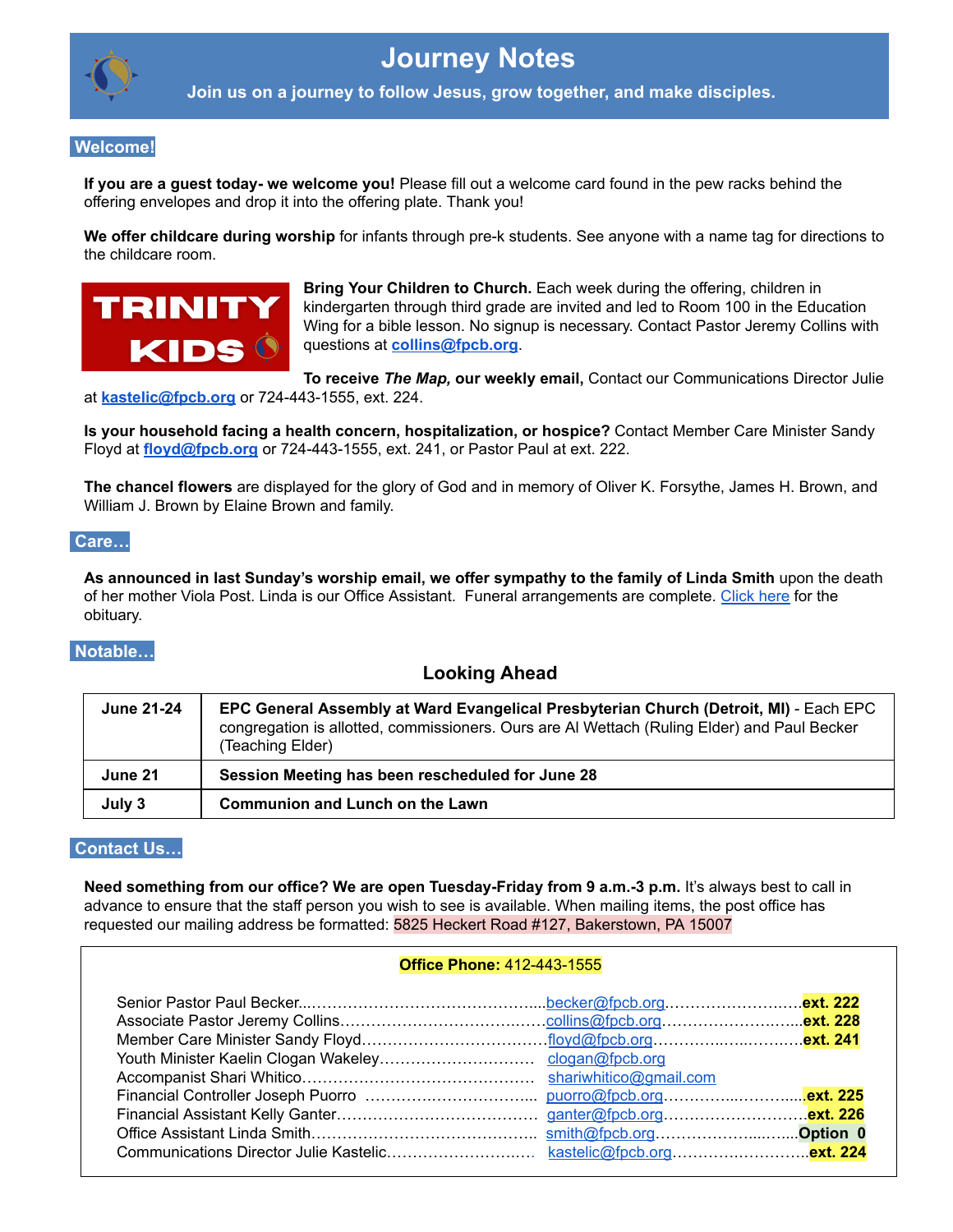# Journey Notes

**Join us on a journey to follow Jesus, grow together, and make disciples.**

## Welcome!

**If you are a guest today- we welcome you!** Please fill out a welcome card found in the pew racks behind the offering envelopes and drop it into the offering plate. Thank you!

**We offer childcare during worship** for infants through pre-k students. See anyone with a name tag for directions to the childcare room.

TRINITY KIDS

**Bring Your Children to Church.** Each week during the offering, children in kindergarten through third grade are invited and led to Room 100 in the Education Wing for a bible lesson. No signup is necessary. Contact Pastor Jeremy Collins with questions at **collins@fpcb.org**.

**To receive *The Map,* our weekly email,** Contact our Communications Director Julie at **kastelic@fpcb.org** or 724-443-1555, ext. 224.

**Is your household facing a health concern, hospitalization, or hospice?** Contact Member Care Minister Sandy Floyd at **floyd@fpcb.org** or 724-443-1555, ext. 241, or Pastor Paul at ext. 222.

**The chancel flowers** are displayed for the glory of God and in memory of Oliver K. Forsythe, James H. Brown, and William J. Brown by Elaine Brown and family.

## Care…

**As announced in last Sunday's worship email, we offer sympathy to the family of Linda Smith** upon the death of her mother Viola Post. Linda is our Office Assistant. Funeral arrangements are complete. Click here for the obituary.

## Notable…

### Looking Ahead

| | |
|---|---|
| **June 21-24** | **EPC General Assembly at Ward Evangelical Presbyterian Church (Detroit, MI)** - Each EPC congregation is allotted, commissioners. Ours are Al Wettach (Ruling Elder) and Paul Becker (Teaching Elder) |
| **June 21** | **Session Meeting has been rescheduled for June 28** |
| **July 3** | **Communion and Lunch on the Lawn** |

## Contact Us…

**Need something from our office? We are open Tuesday-Friday from 9 a.m.-3 p.m.** It's always best to call in advance to ensure that the staff person you wish to see is available. When mailing items, the post office has requested our mailing address be formatted: 5825 Heckert Road #127, Bakerstown, PA 15007

**Office Phone:** 412-443-1555

| | | |
|---|---|---|
| Senior Pastor Paul Becker | becker@fpcb.org | **ext. 222** |
| Associate Pastor Jeremy Collins | collins@fpcb.org | **ext. 228** |
| Member Care Minister Sandy Floyd | floyd@fpcb.org | **ext. 241** |
| Youth Minister Kaelin Clogan Wakeley | clogan@fpcb.org | |
| Accompanist Shari Whitico | shariwhitico@gmail.com | |
| Financial Controller Joseph Puorro | puorro@fpcb.org | **ext. 225** |
| Financial Assistant Kelly Ganter | ganter@fpcb.org | **ext. 226** |
| Office Assistant Linda Smith | smith@fpcb.org | **Option 0** |
| Communications Director Julie Kastelic | kastelic@fpcb.org | **ext. 224** |